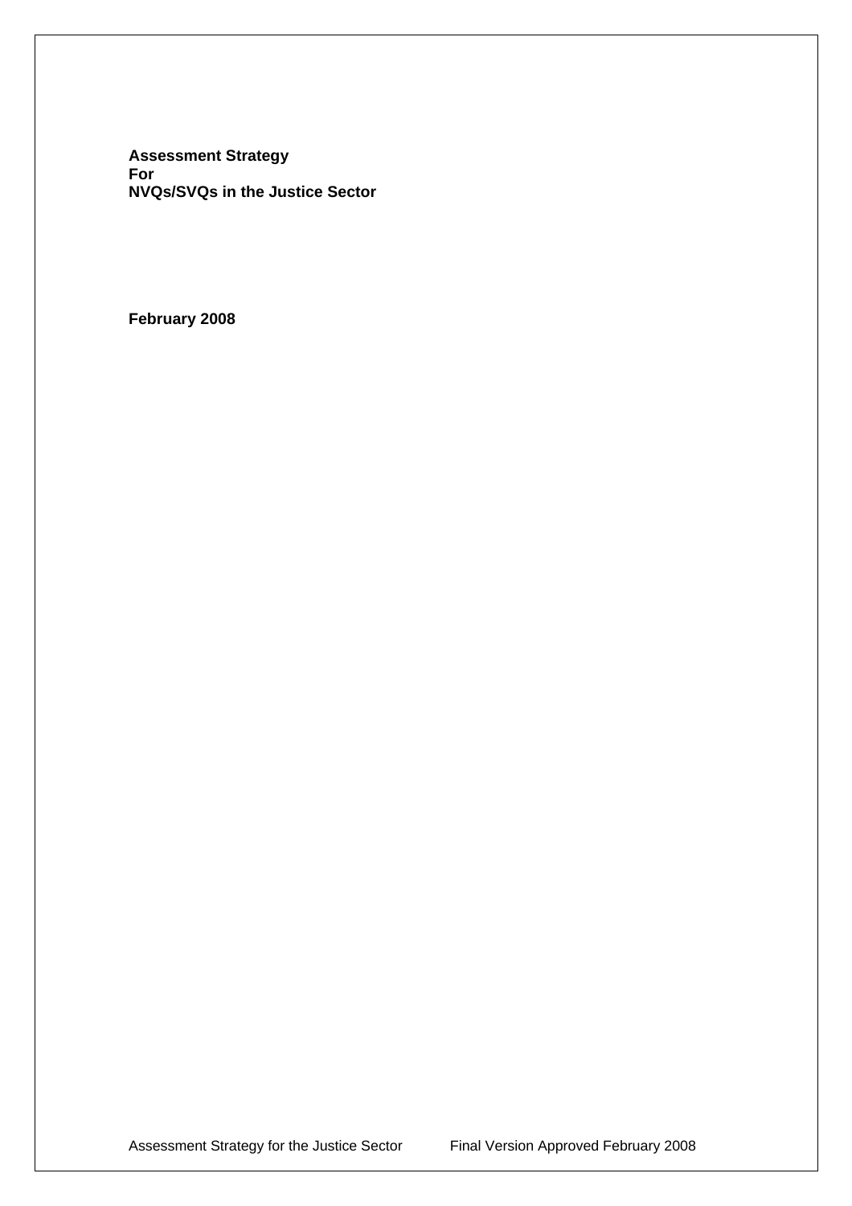**Assessment Strategy**
**For**
**NVQs/SVQs in the Justice Sector**

**February 2008**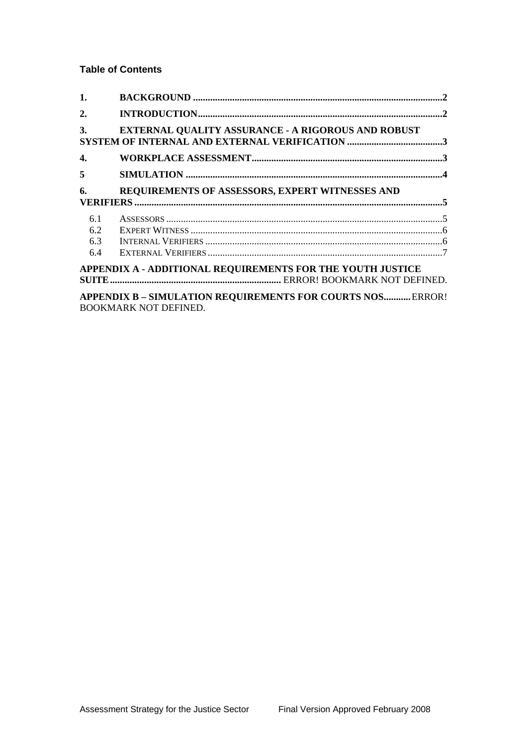**Table of Contents**

1. BACKGROUND ....................................................................................................2
2. INTRODUCTION..................................................................................................2
3. EXTERNAL QUALITY ASSURANCE - A RIGOROUS AND ROBUST SYSTEM OF INTERNAL AND EXTERNAL VERIFICATION .......................................3
4. WORKPLACE ASSESSMENT.............................................................................3
5 SIMULATION .......................................................................................................4
6. REQUIREMENTS OF ASSESSORS, EXPERT WITNESSES AND VERIFIERS ............................................................................................................................5
   - 6.1 ASSESSORS ................................................................................................5
   - 6.2 EXPERT WITNESS .....................................................................................6
   - 6.3 INTERNAL VERIFIERS ................................................................................6
   - 6.4 EXTERNAL VERIFIERS ...............................................................................7

APPENDIX A - ADDITIONAL REQUIREMENTS FOR THE YOUTH JUSTICE SUITE..................................................................... ERROR! BOOKMARK NOT DEFINED.

APPENDIX B – SIMULATION REQUIREMENTS FOR COURTS NOS...........ERROR! BOOKMARK NOT DEFINED.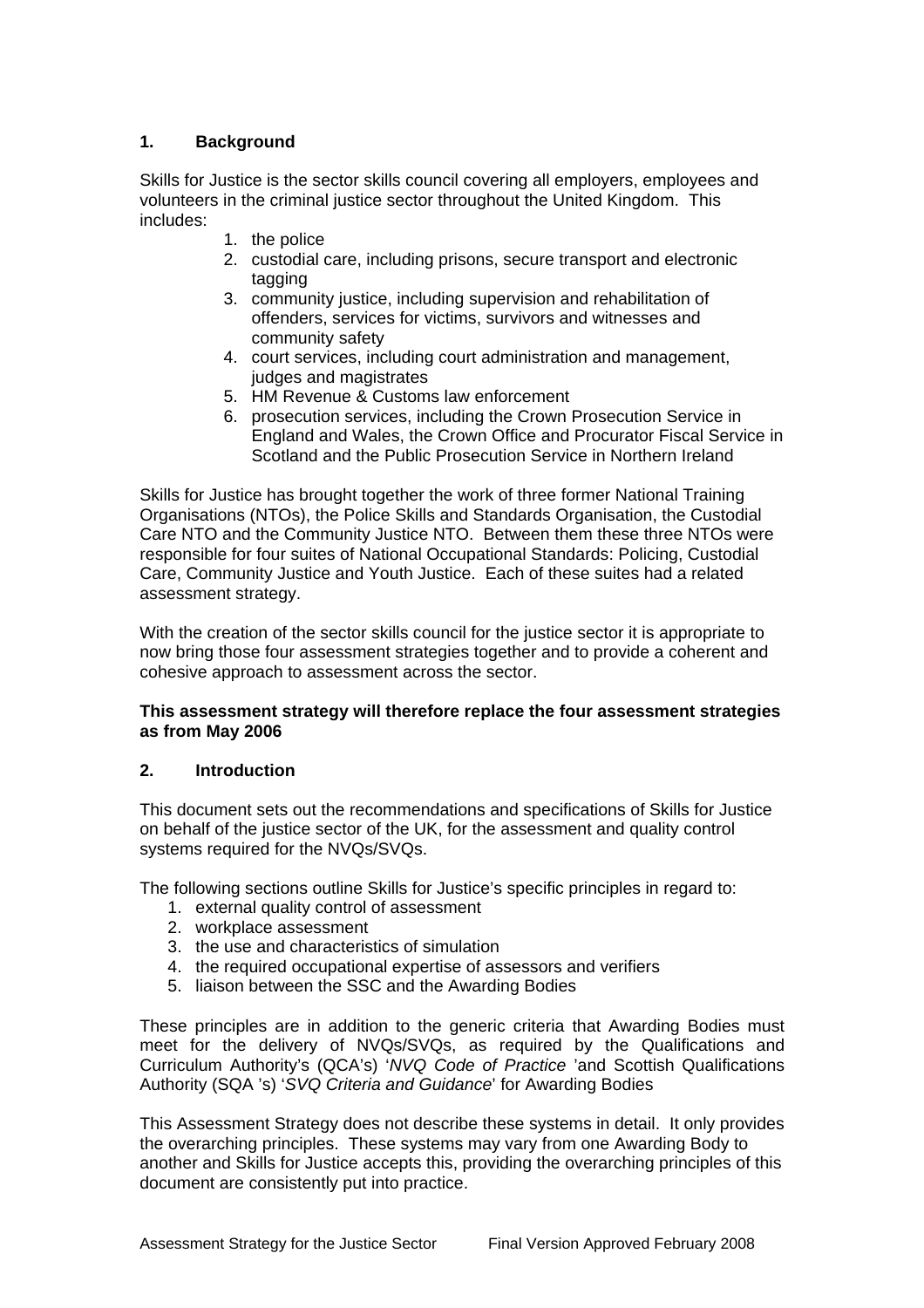## 1. Background

Skills for Justice is the sector skills council covering all employers, employees and volunteers in the criminal justice sector throughout the United Kingdom. This includes:

1. the police
2. custodial care, including prisons, secure transport and electronic tagging
3. community justice, including supervision and rehabilitation of offenders, services for victims, survivors and witnesses and community safety
4. court services, including court administration and management, judges and magistrates
5. HM Revenue & Customs law enforcement
6. prosecution services, including the Crown Prosecution Service in England and Wales, the Crown Office and Procurator Fiscal Service in Scotland and the Public Prosecution Service in Northern Ireland

Skills for Justice has brought together the work of three former National Training Organisations (NTOs), the Police Skills and Standards Organisation, the Custodial Care NTO and the Community Justice NTO. Between them these three NTOs were responsible for four suites of National Occupational Standards: Policing, Custodial Care, Community Justice and Youth Justice. Each of these suites had a related assessment strategy.

With the creation of the sector skills council for the justice sector it is appropriate to now bring those four assessment strategies together and to provide a coherent and cohesive approach to assessment across the sector.

**This assessment strategy will therefore replace the four assessment strategies as from May 2006**

## 2. Introduction

This document sets out the recommendations and specifications of Skills for Justice on behalf of the justice sector of the UK, for the assessment and quality control systems required for the NVQs/SVQs.

The following sections outline Skills for Justice's specific principles in regard to:

1. external quality control of assessment
2. workplace assessment
3. the use and characteristics of simulation
4. the required occupational expertise of assessors and verifiers
5. liaison between the SSC and the Awarding Bodies

These principles are in addition to the generic criteria that Awarding Bodies must meet for the delivery of NVQs/SVQs, as required by the Qualifications and Curriculum Authority's (QCA's) '*NVQ Code of Practice* 'and Scottish Qualifications Authority (SQA 's) '*SVQ Criteria and Guidance*' for Awarding Bodies

This Assessment Strategy does not describe these systems in detail. It only provides the overarching principles. These systems may vary from one Awarding Body to another and Skills for Justice accepts this, providing the overarching principles of this document are consistently put into practice.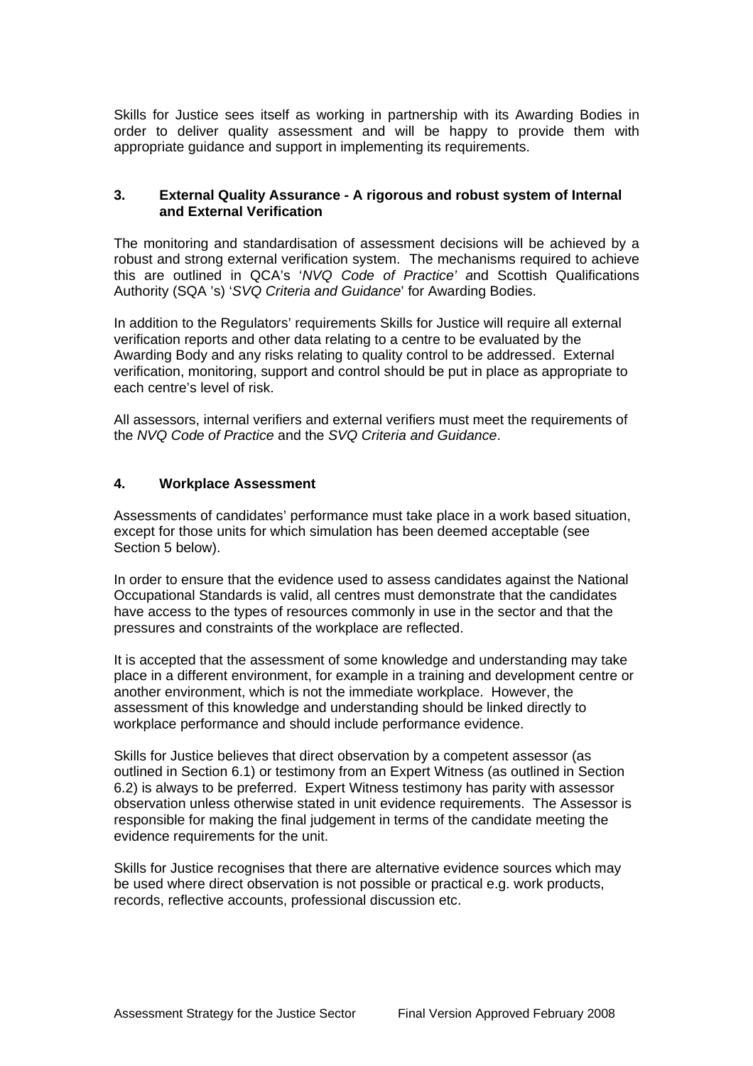Skills for Justice sees itself as working in partnership with its Awarding Bodies in order to deliver quality assessment and will be happy to provide them with appropriate guidance and support in implementing its requirements.

### 3. External Quality Assurance - A rigorous and robust system of Internal and External Verification

The monitoring and standardisation of assessment decisions will be achieved by a robust and strong external verification system. The mechanisms required to achieve this are outlined in QCA's '*NVQ Code of Practice'* and Scottish Qualifications Authority (SQA 's) '*SVQ Criteria and Guidance*' for Awarding Bodies.

In addition to the Regulators' requirements Skills for Justice will require all external verification reports and other data relating to a centre to be evaluated by the Awarding Body and any risks relating to quality control to be addressed. External verification, monitoring, support and control should be put in place as appropriate to each centre's level of risk.

All assessors, internal verifiers and external verifiers must meet the requirements of the *NVQ Code of Practice* and the *SVQ Criteria and Guidance*.

### 4. Workplace Assessment

Assessments of candidates' performance must take place in a work based situation, except for those units for which simulation has been deemed acceptable (see Section 5 below).

In order to ensure that the evidence used to assess candidates against the National Occupational Standards is valid, all centres must demonstrate that the candidates have access to the types of resources commonly in use in the sector and that the pressures and constraints of the workplace are reflected.

It is accepted that the assessment of some knowledge and understanding may take place in a different environment, for example in a training and development centre or another environment, which is not the immediate workplace. However, the assessment of this knowledge and understanding should be linked directly to workplace performance and should include performance evidence.

Skills for Justice believes that direct observation by a competent assessor (as outlined in Section 6.1) or testimony from an Expert Witness (as outlined in Section 6.2) is always to be preferred. Expert Witness testimony has parity with assessor observation unless otherwise stated in unit evidence requirements. The Assessor is responsible for making the final judgement in terms of the candidate meeting the evidence requirements for the unit.

Skills for Justice recognises that there are alternative evidence sources which may be used where direct observation is not possible or practical e.g. work products, records, reflective accounts, professional discussion etc.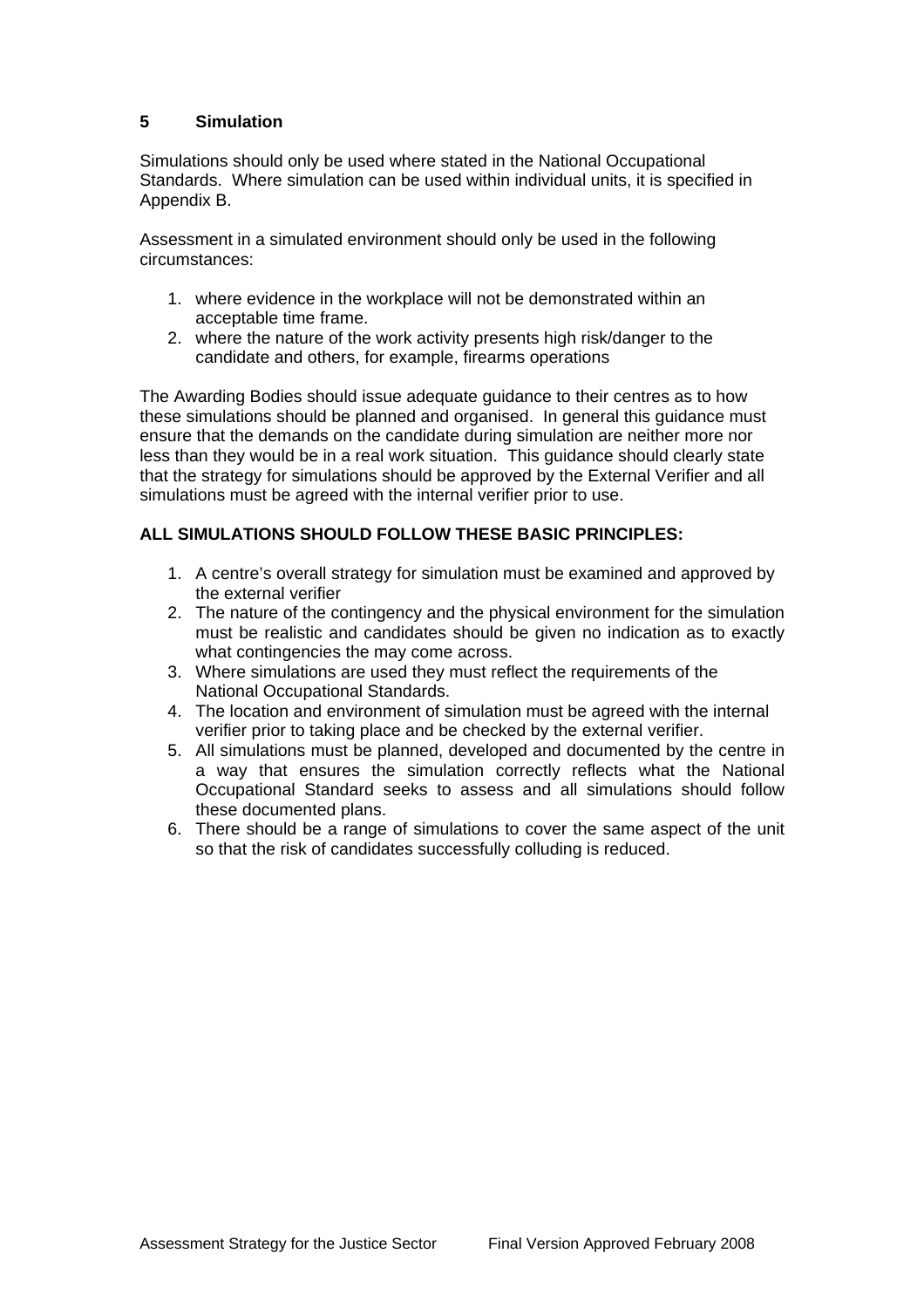## 5 Simulation

Simulations should only be used where stated in the National Occupational Standards. Where simulation can be used within individual units, it is specified in Appendix B.

Assessment in a simulated environment should only be used in the following circumstances:

1. where evidence in the workplace will not be demonstrated within an acceptable time frame.
2. where the nature of the work activity presents high risk/danger to the candidate and others, for example, firearms operations

The Awarding Bodies should issue adequate guidance to their centres as to how these simulations should be planned and organised. In general this guidance must ensure that the demands on the candidate during simulation are neither more nor less than they would be in a real work situation. This guidance should clearly state that the strategy for simulations should be approved by the External Verifier and all simulations must be agreed with the internal verifier prior to use.

**ALL SIMULATIONS SHOULD FOLLOW THESE BASIC PRINCIPLES:**

1. A centre's overall strategy for simulation must be examined and approved by the external verifier
2. The nature of the contingency and the physical environment for the simulation must be realistic and candidates should be given no indication as to exactly what contingencies the may come across.
3. Where simulations are used they must reflect the requirements of the National Occupational Standards.
4. The location and environment of simulation must be agreed with the internal verifier prior to taking place and be checked by the external verifier.
5. All simulations must be planned, developed and documented by the centre in a way that ensures the simulation correctly reflects what the National Occupational Standard seeks to assess and all simulations should follow these documented plans.
6. There should be a range of simulations to cover the same aspect of the unit so that the risk of candidates successfully colluding is reduced.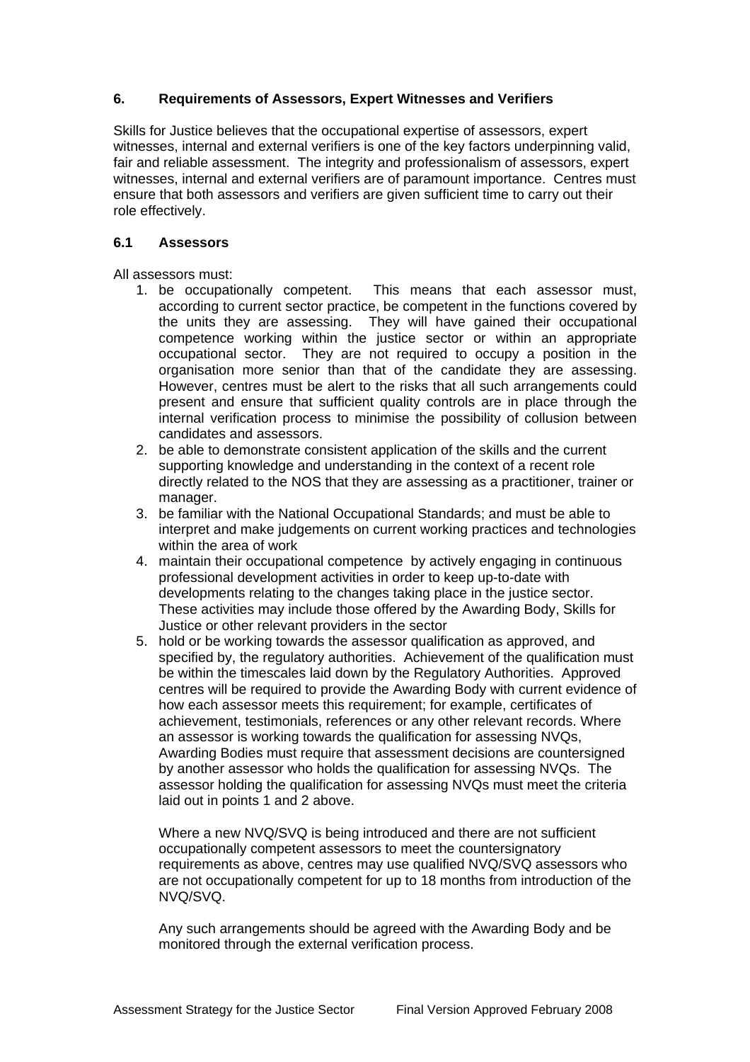## 6. Requirements of Assessors, Expert Witnesses and Verifiers

Skills for Justice believes that the occupational expertise of assessors, expert witnesses, internal and external verifiers is one of the key factors underpinning valid, fair and reliable assessment. The integrity and professionalism of assessors, expert witnesses, internal and external verifiers are of paramount importance. Centres must ensure that both assessors and verifiers are given sufficient time to carry out their role effectively.

### 6.1 Assessors

All assessors must:

1. be occupationally competent. This means that each assessor must, according to current sector practice, be competent in the functions covered by the units they are assessing. They will have gained their occupational competence working within the justice sector or within an appropriate occupational sector. They are not required to occupy a position in the organisation more senior than that of the candidate they are assessing. However, centres must be alert to the risks that all such arrangements could present and ensure that sufficient quality controls are in place through the internal verification process to minimise the possibility of collusion between candidates and assessors.
2. be able to demonstrate consistent application of the skills and the current supporting knowledge and understanding in the context of a recent role directly related to the NOS that they are assessing as a practitioner, trainer or manager.
3. be familiar with the National Occupational Standards; and must be able to interpret and make judgements on current working practices and technologies within the area of work
4. maintain their occupational competence by actively engaging in continuous professional development activities in order to keep up-to-date with developments relating to the changes taking place in the justice sector. These activities may include those offered by the Awarding Body, Skills for Justice or other relevant providers in the sector
5. hold or be working towards the assessor qualification as approved, and specified by, the regulatory authorities. Achievement of the qualification must be within the timescales laid down by the Regulatory Authorities. Approved centres will be required to provide the Awarding Body with current evidence of how each assessor meets this requirement; for example, certificates of achievement, testimonials, references or any other relevant records. Where an assessor is working towards the qualification for assessing NVQs, Awarding Bodies must require that assessment decisions are countersigned by another assessor who holds the qualification for assessing NVQs. The assessor holding the qualification for assessing NVQs must meet the criteria laid out in points 1 and 2 above.

   Where a new NVQ/SVQ is being introduced and there are not sufficient occupationally competent assessors to meet the countersignatory requirements as above, centres may use qualified NVQ/SVQ assessors who are not occupationally competent for up to 18 months from introduction of the NVQ/SVQ.

   Any such arrangements should be agreed with the Awarding Body and be monitored through the external verification process.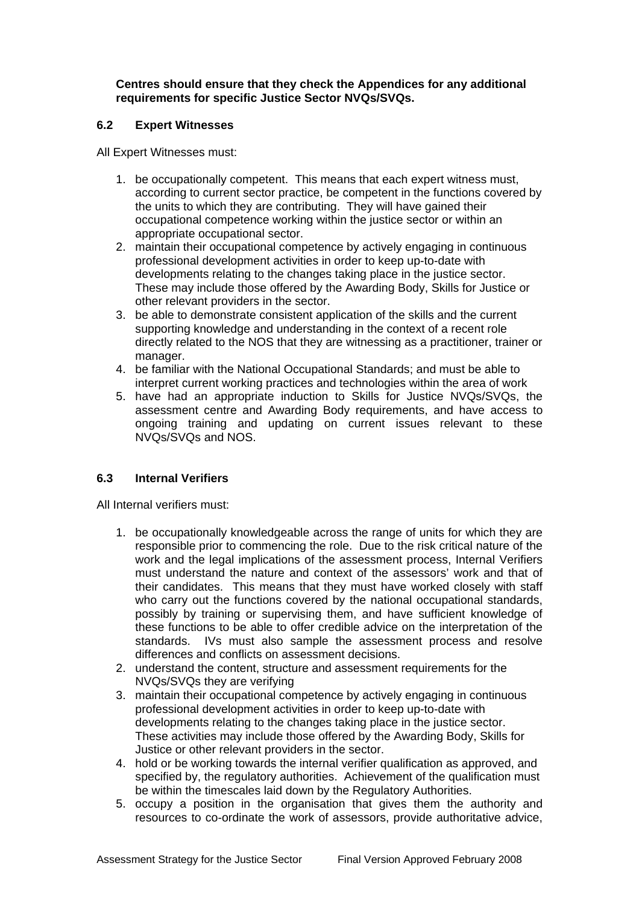**Centres should ensure that they check the Appendices for any additional requirements for specific Justice Sector NVQs/SVQs.**

### 6.2 Expert Witnesses

All Expert Witnesses must:

1. be occupationally competent. This means that each expert witness must, according to current sector practice, be competent in the functions covered by the units to which they are contributing. They will have gained their occupational competence working within the justice sector or within an appropriate occupational sector.
2. maintain their occupational competence by actively engaging in continuous professional development activities in order to keep up-to-date with developments relating to the changes taking place in the justice sector. These may include those offered by the Awarding Body, Skills for Justice or other relevant providers in the sector.
3. be able to demonstrate consistent application of the skills and the current supporting knowledge and understanding in the context of a recent role directly related to the NOS that they are witnessing as a practitioner, trainer or manager.
4. be familiar with the National Occupational Standards; and must be able to interpret current working practices and technologies within the area of work
5. have had an appropriate induction to Skills for Justice NVQs/SVQs, the assessment centre and Awarding Body requirements, and have access to ongoing training and updating on current issues relevant to these NVQs/SVQs and NOS.

### 6.3 Internal Verifiers

All Internal verifiers must:

1. be occupationally knowledgeable across the range of units for which they are responsible prior to commencing the role. Due to the risk critical nature of the work and the legal implications of the assessment process, Internal Verifiers must understand the nature and context of the assessors' work and that of their candidates. This means that they must have worked closely with staff who carry out the functions covered by the national occupational standards, possibly by training or supervising them, and have sufficient knowledge of these functions to be able to offer credible advice on the interpretation of the standards. IVs must also sample the assessment process and resolve differences and conflicts on assessment decisions.
2. understand the content, structure and assessment requirements for the NVQs/SVQs they are verifying
3. maintain their occupational competence by actively engaging in continuous professional development activities in order to keep up-to-date with developments relating to the changes taking place in the justice sector. These activities may include those offered by the Awarding Body, Skills for Justice or other relevant providers in the sector.
4. hold or be working towards the internal verifier qualification as approved, and specified by, the regulatory authorities. Achievement of the qualification must be within the timescales laid down by the Regulatory Authorities.
5. occupy a position in the organisation that gives them the authority and resources to co-ordinate the work of assessors, provide authoritative advice,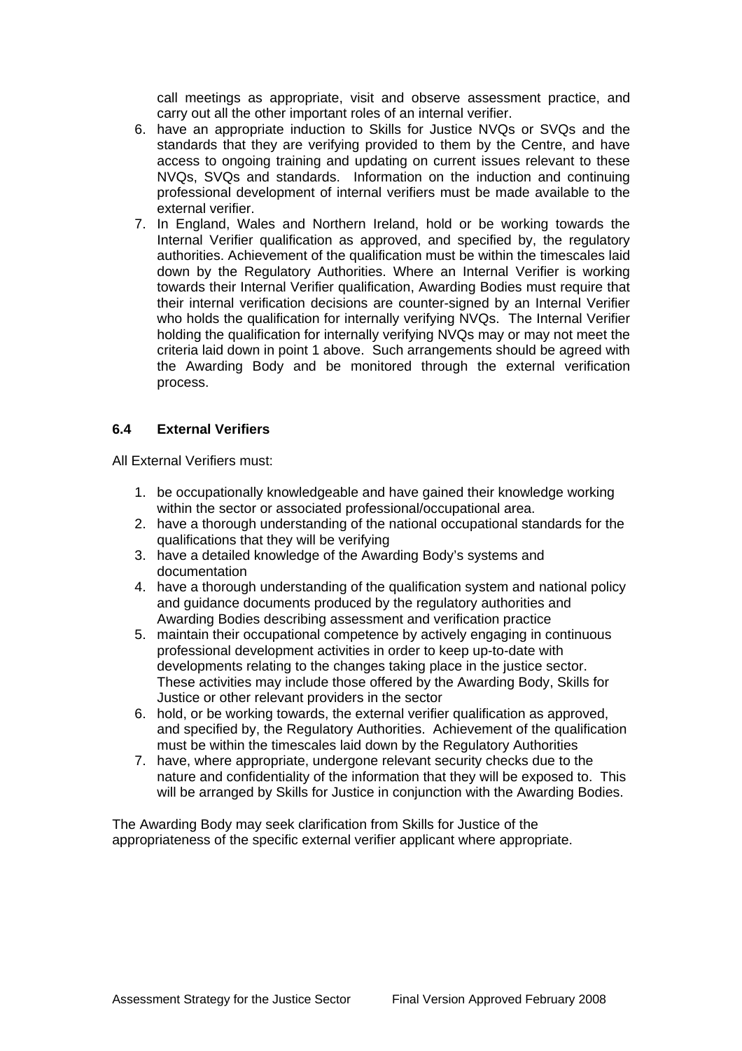call meetings as appropriate, visit and observe assessment practice, and carry out all the other important roles of an internal verifier.

6. have an appropriate induction to Skills for Justice NVQs or SVQs and the standards that they are verifying provided to them by the Centre, and have access to ongoing training and updating on current issues relevant to these NVQs, SVQs and standards. Information on the induction and continuing professional development of internal verifiers must be made available to the external verifier.
7. In England, Wales and Northern Ireland, hold or be working towards the Internal Verifier qualification as approved, and specified by, the regulatory authorities. Achievement of the qualification must be within the timescales laid down by the Regulatory Authorities. Where an Internal Verifier is working towards their Internal Verifier qualification, Awarding Bodies must require that their internal verification decisions are counter-signed by an Internal Verifier who holds the qualification for internally verifying NVQs. The Internal Verifier holding the qualification for internally verifying NVQs may or may not meet the criteria laid down in point 1 above. Such arrangements should be agreed with the Awarding Body and be monitored through the external verification process.

### 6.4 External Verifiers

All External Verifiers must:

1. be occupationally knowledgeable and have gained their knowledge working within the sector or associated professional/occupational area.
2. have a thorough understanding of the national occupational standards for the qualifications that they will be verifying
3. have a detailed knowledge of the Awarding Body's systems and documentation
4. have a thorough understanding of the qualification system and national policy and guidance documents produced by the regulatory authorities and Awarding Bodies describing assessment and verification practice
5. maintain their occupational competence by actively engaging in continuous professional development activities in order to keep up-to-date with developments relating to the changes taking place in the justice sector. These activities may include those offered by the Awarding Body, Skills for Justice or other relevant providers in the sector
6. hold, or be working towards, the external verifier qualification as approved, and specified by, the Regulatory Authorities. Achievement of the qualification must be within the timescales laid down by the Regulatory Authorities
7. have, where appropriate, undergone relevant security checks due to the nature and confidentiality of the information that they will be exposed to. This will be arranged by Skills for Justice in conjunction with the Awarding Bodies.

The Awarding Body may seek clarification from Skills for Justice of the appropriateness of the specific external verifier applicant where appropriate.